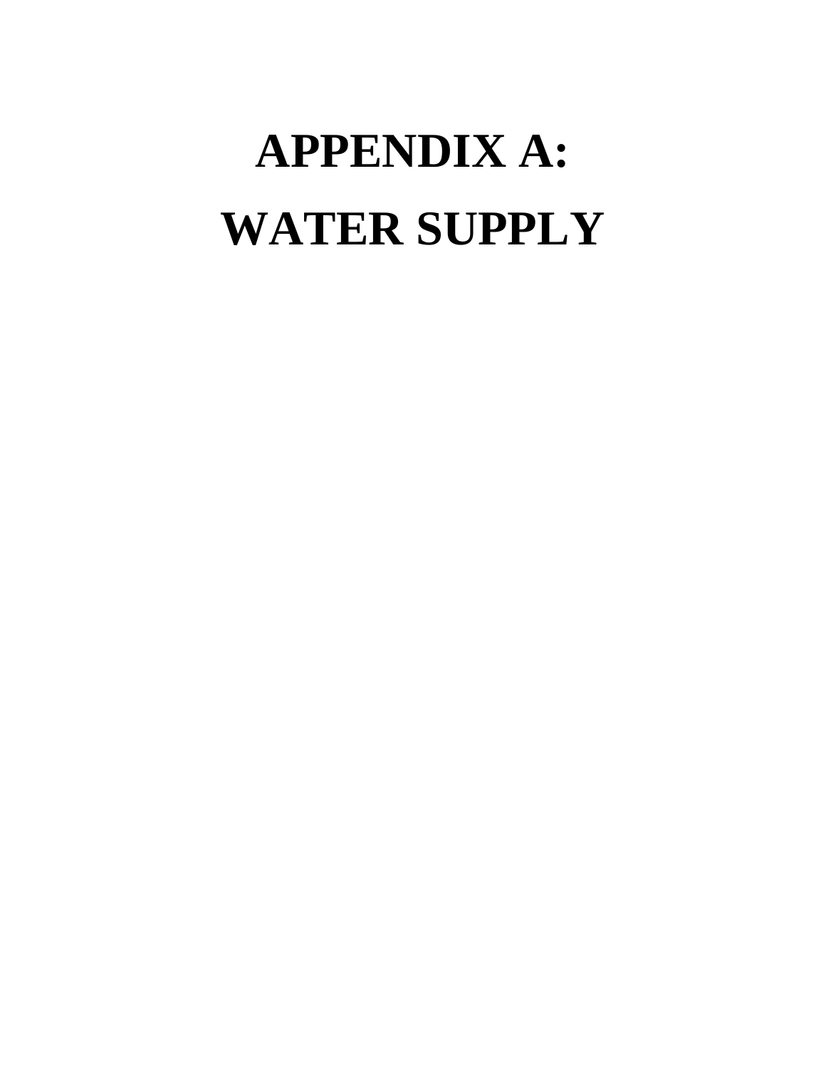# APPENDIX A:
# WATER SUPPLY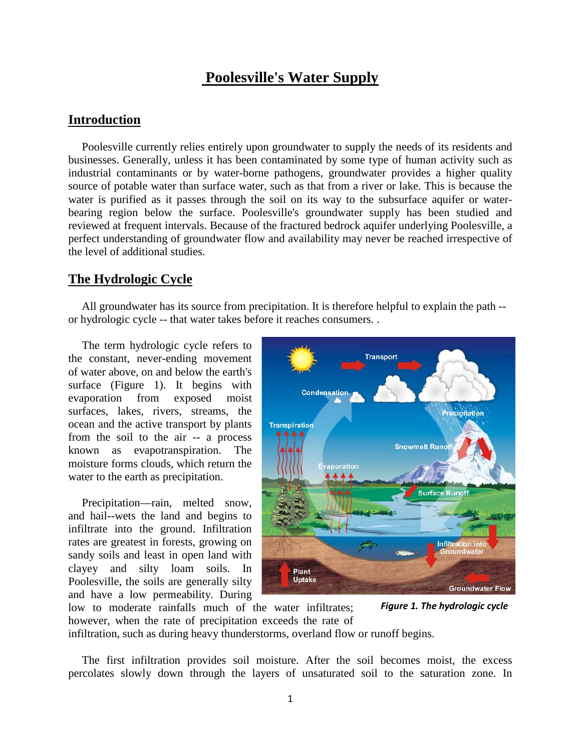# Poolesville's Water Supply

## Introduction

Poolesville currently relies entirely upon groundwater to supply the needs of its residents and businesses. Generally, unless it has been contaminated by some type of human activity such as industrial contaminants or by water-borne pathogens, groundwater provides a higher quality source of potable water than surface water, such as that from a river or lake. This is because the water is purified as it passes through the soil on its way to the subsurface aquifer or water-bearing region below the surface. Poolesville's groundwater supply has been studied and reviewed at frequent intervals. Because of the fractured bedrock aquifer underlying Poolesville, a perfect understanding of groundwater flow and availability may never be reached irrespective of the level of additional studies.

## The Hydrologic Cycle

All groundwater has its source from precipitation. It is therefore helpful to explain the path -- or hydrologic cycle -- that water takes before it reaches consumers. .

The term hydrologic cycle refers to the constant, never-ending movement of water above, on and below the earth's surface (Figure 1). It begins with evaporation from exposed moist surfaces, lakes, rivers, streams, the ocean and the active transport by plants from the soil to the air -- a process known as evapotranspiration. The moisture forms clouds, which return the water to the earth as precipitation.

*Figure 1. The hydrologic cycle*

Precipitation—rain, melted snow, and hail--wets the land and begins to infiltrate into the ground. Infiltration rates are greatest in forests, growing on sandy soils and least in open land with clayey and silty loam soils. In Poolesville, the soils are generally silty and have a low permeability. During low to moderate rainfalls much of the water infiltrates; however, when the rate of precipitation exceeds the rate of infiltration, such as during heavy thunderstorms, overland flow or runoff begins.

The first infiltration provides soil moisture. After the soil becomes moist, the excess percolates slowly down through the layers of unsaturated soil to the saturation zone. In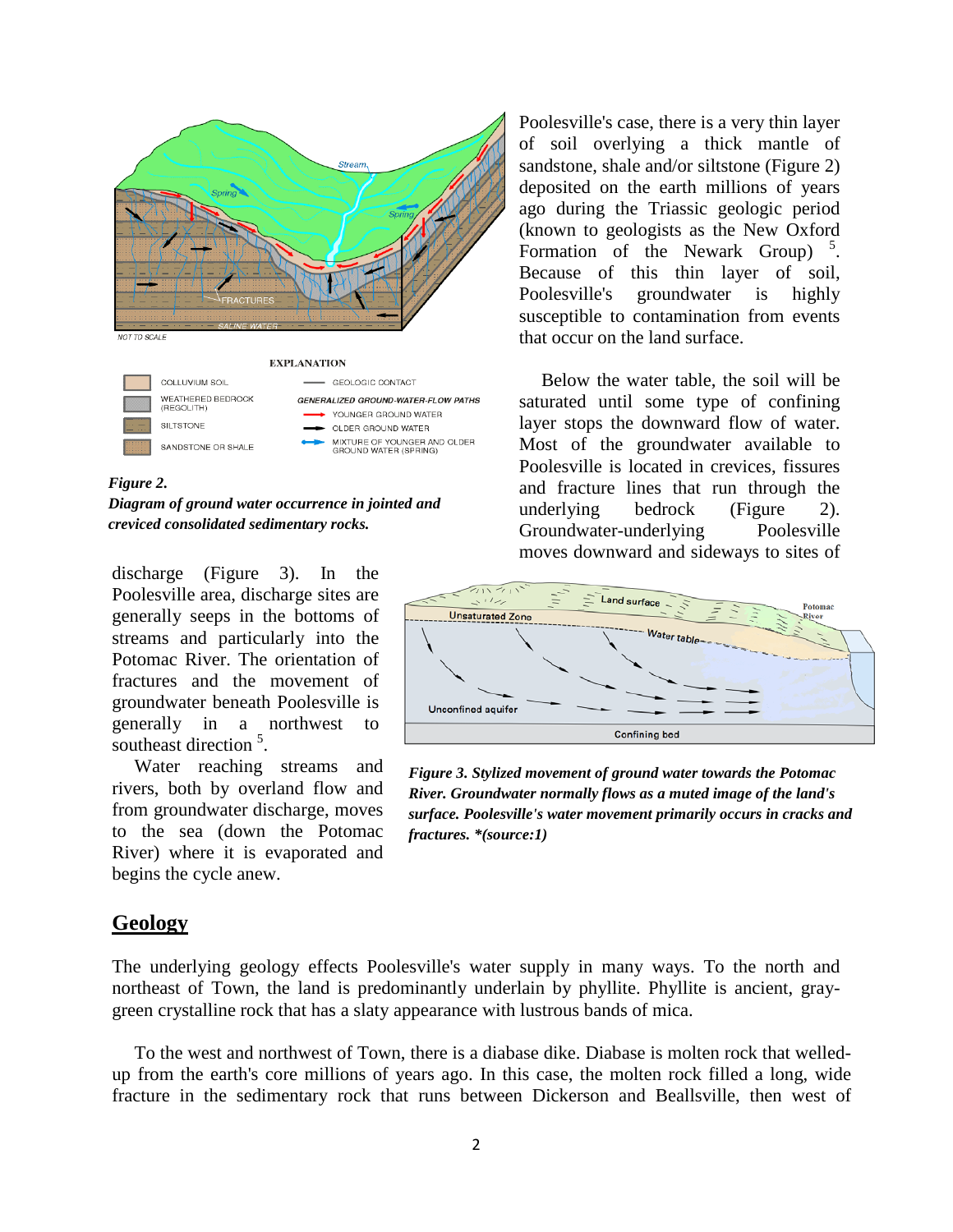Poolesville's case, there is a very thin layer of soil overlying a thick mantle of sandstone, shale and/or siltstone (Figure 2) deposited on the earth millions of years ago during the Triassic geologic period (known to geologists as the New Oxford Formation of the Newark Group) [5]. Because of this thin layer of soil, Poolesville's groundwater is highly susceptible to contamination from events that occur on the land surface.

*Figure 2.*
***Diagram of ground water occurrence in jointed and creviced consolidated sedimentary rocks.***

Below the water table, the soil will be saturated until some type of confining layer stops the downward flow of water. Most of the groundwater available to Poolesville is located in crevices, fissures and fracture lines that run through the underlying bedrock (Figure 2). Groundwater-underlying Poolesville moves downward and sideways to sites of discharge (Figure 3). In the Poolesville area, discharge sites are generally seeps in the bottoms of streams and particularly into the Potomac River. The orientation of fractures and the movement of groundwater beneath Poolesville is generally in a northwest to southeast direction [5].

Water reaching streams and rivers, both by overland flow and from groundwater discharge, moves to the sea (down the Potomac River) where it is evaporated and begins the cycle anew.

***Figure 3. Stylized movement of ground water towards the Potomac River. Groundwater normally flows as a muted image of the land's surface. Poolesville's water movement primarily occurs in cracks and fractures. *(source:1)***

## Geology

The underlying geology effects Poolesville's water supply in many ways. To the north and northeast of Town, the land is predominantly underlain by phyllite. Phyllite is ancient, gray-green crystalline rock that has a slaty appearance with lustrous bands of mica.

To the west and northwest of Town, there is a diabase dike. Diabase is molten rock that welled-up from the earth's core millions of years ago. In this case, the molten rock filled a long, wide fracture in the sedimentary rock that runs between Dickerson and Beallsville, then west of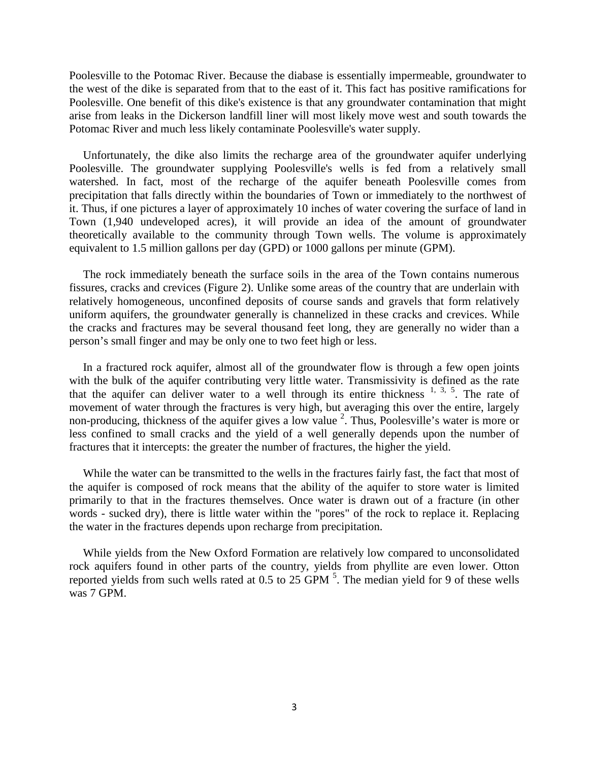Poolesville to the Potomac River. Because the diabase is essentially impermeable, groundwater to the west of the dike is separated from that to the east of it. This fact has positive ramifications for Poolesville. One benefit of this dike's existence is that any groundwater contamination that might arise from leaks in the Dickerson landfill liner will most likely move west and south towards the Potomac River and much less likely contaminate Poolesville's water supply.

Unfortunately, the dike also limits the recharge area of the groundwater aquifer underlying Poolesville. The groundwater supplying Poolesville's wells is fed from a relatively small watershed. In fact, most of the recharge of the aquifer beneath Poolesville comes from precipitation that falls directly within the boundaries of Town or immediately to the northwest of it. Thus, if one pictures a layer of approximately 10 inches of water covering the surface of land in Town (1,940 undeveloped acres), it will provide an idea of the amount of groundwater theoretically available to the community through Town wells. The volume is approximately equivalent to 1.5 million gallons per day (GPD) or 1000 gallons per minute (GPM).

The rock immediately beneath the surface soils in the area of the Town contains numerous fissures, cracks and crevices (Figure 2). Unlike some areas of the country that are underlain with relatively homogeneous, unconfined deposits of course sands and gravels that form relatively uniform aquifers, the groundwater generally is channelized in these cracks and crevices. While the cracks and fractures may be several thousand feet long, they are generally no wider than a person's small finger and may be only one to two feet high or less.

In a fractured rock aquifer, almost all of the groundwater flow is through a few open joints with the bulk of the aquifer contributing very little water. Transmissivity is defined as the rate that the aquifer can deliver water to a well through its entire thickness [1, 3, 5]. The rate of movement of water through the fractures is very high, but averaging this over the entire, largely non-producing, thickness of the aquifer gives a low value [2]. Thus, Poolesville's water is more or less confined to small cracks and the yield of a well generally depends upon the number of fractures that it intercepts: the greater the number of fractures, the higher the yield.

While the water can be transmitted to the wells in the fractures fairly fast, the fact that most of the aquifer is composed of rock means that the ability of the aquifer to store water is limited primarily to that in the fractures themselves. Once water is drawn out of a fracture (in other words - sucked dry), there is little water within the "pores" of the rock to replace it. Replacing the water in the fractures depends upon recharge from precipitation.

While yields from the New Oxford Formation are relatively low compared to unconsolidated rock aquifers found in other parts of the country, yields from phyllite are even lower. Otton reported yields from such wells rated at 0.5 to 25 GPM [5]. The median yield for 9 of these wells was 7 GPM.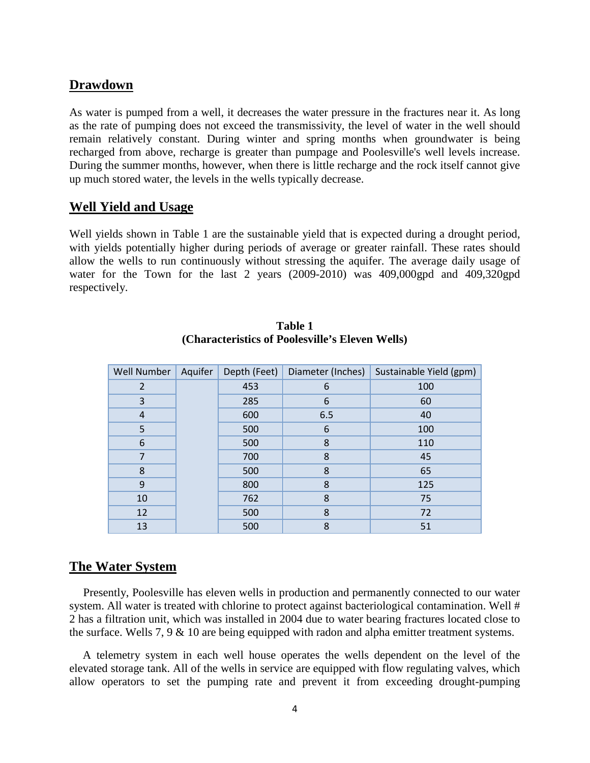## Drawdown

As water is pumped from a well, it decreases the water pressure in the fractures near it. As long as the rate of pumping does not exceed the transmissivity, the level of water in the well should remain relatively constant. During winter and spring months when groundwater is being recharged from above, recharge is greater than pumpage and Poolesville's well levels increase. During the summer months, however, when there is little recharge and the rock itself cannot give up much stored water, the levels in the wells typically decrease.

## Well Yield and Usage

Well yields shown in Table 1 are the sustainable yield that is expected during a drought period, with yields potentially higher during periods of average or greater rainfall. These rates should allow the wells to run continuously without stressing the aquifer. The average daily usage of water for the Town for the last 2 years (2009-2010) was 409,000gpd and 409,320gpd respectively.

**Table 1**
**(Characteristics of Poolesville's Eleven Wells)**

| Well Number | Aquifer | Depth (Feet) | Diameter (Inches) | Sustainable Yield (gpm) |
|---|---|---|---|---|
| 2 | | 453 | 6 | 100 |
| 3 | | 285 | 6 | 60 |
| 4 | | 600 | 6.5 | 40 |
| 5 | | 500 | 6 | 100 |
| 6 | | 500 | 8 | 110 |
| 7 | | 700 | 8 | 45 |
| 8 | | 500 | 8 | 65 |
| 9 | | 800 | 8 | 125 |
| 10 | | 762 | 8 | 75 |
| 12 | | 500 | 8 | 72 |
| 13 | | 500 | 8 | 51 |

## The Water System

Presently, Poolesville has eleven wells in production and permanently connected to our water system. All water is treated with chlorine to protect against bacteriological contamination. Well # 2 has a filtration unit, which was installed in 2004 due to water bearing fractures located close to the surface. Wells 7, 9 & 10 are being equipped with radon and alpha emitter treatment systems.

A telemetry system in each well house operates the wells dependent on the level of the elevated storage tank. All of the wells in service are equipped with flow regulating valves, which allow operators to set the pumping rate and prevent it from exceeding drought-pumping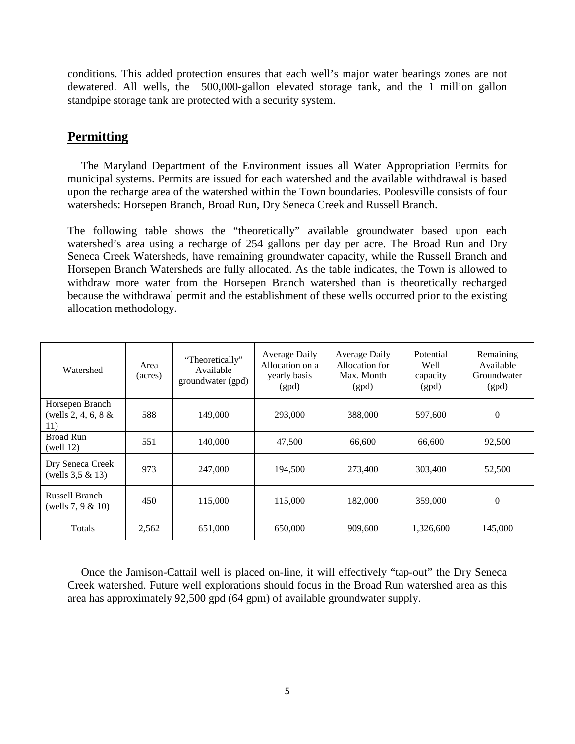conditions. This added protection ensures that each well's major water bearings zones are not dewatered. All wells, the 500,000-gallon elevated storage tank, and the 1 million gallon standpipe storage tank are protected with a security system.

## Permitting

The Maryland Department of the Environment issues all Water Appropriation Permits for municipal systems. Permits are issued for each watershed and the available withdrawal is based upon the recharge area of the watershed within the Town boundaries. Poolesville consists of four watersheds: Horsepen Branch, Broad Run, Dry Seneca Creek and Russell Branch.

The following table shows the "theoretically" available groundwater based upon each watershed's area using a recharge of 254 gallons per day per acre. The Broad Run and Dry Seneca Creek Watersheds, have remaining groundwater capacity, while the Russell Branch and Horsepen Branch Watersheds are fully allocated. As the table indicates, the Town is allowed to withdraw more water from the Horsepen Branch watershed than is theoretically recharged because the withdrawal permit and the establishment of these wells occurred prior to the existing allocation methodology.

| Watershed | Area (acres) | "Theoretically" Available groundwater (gpd) | Average Daily Allocation on a yearly basis (gpd) | Average Daily Allocation for Max. Month (gpd) | Potential Well capacity (gpd) | Remaining Available Groundwater (gpd) |
|---|---|---|---|---|---|---|
| Horsepen Branch (wells 2, 4, 6, 8 & 11) | 588 | 149,000 | 293,000 | 388,000 | 597,600 | 0 |
| Broad Run (well 12) | 551 | 140,000 | 47,500 | 66,600 | 66,600 | 92,500 |
| Dry Seneca Creek (wells 3,5 & 13) | 973 | 247,000 | 194,500 | 273,400 | 303,400 | 52,500 |
| Russell Branch (wells 7, 9 & 10) | 450 | 115,000 | 115,000 | 182,000 | 359,000 | 0 |
| Totals | 2,562 | 651,000 | 650,000 | 909,600 | 1,326,600 | 145,000 |

Once the Jamison-Cattail well is placed on-line, it will effectively "tap-out" the Dry Seneca Creek watershed. Future well explorations should focus in the Broad Run watershed area as this area has approximately 92,500 gpd (64 gpm) of available groundwater supply.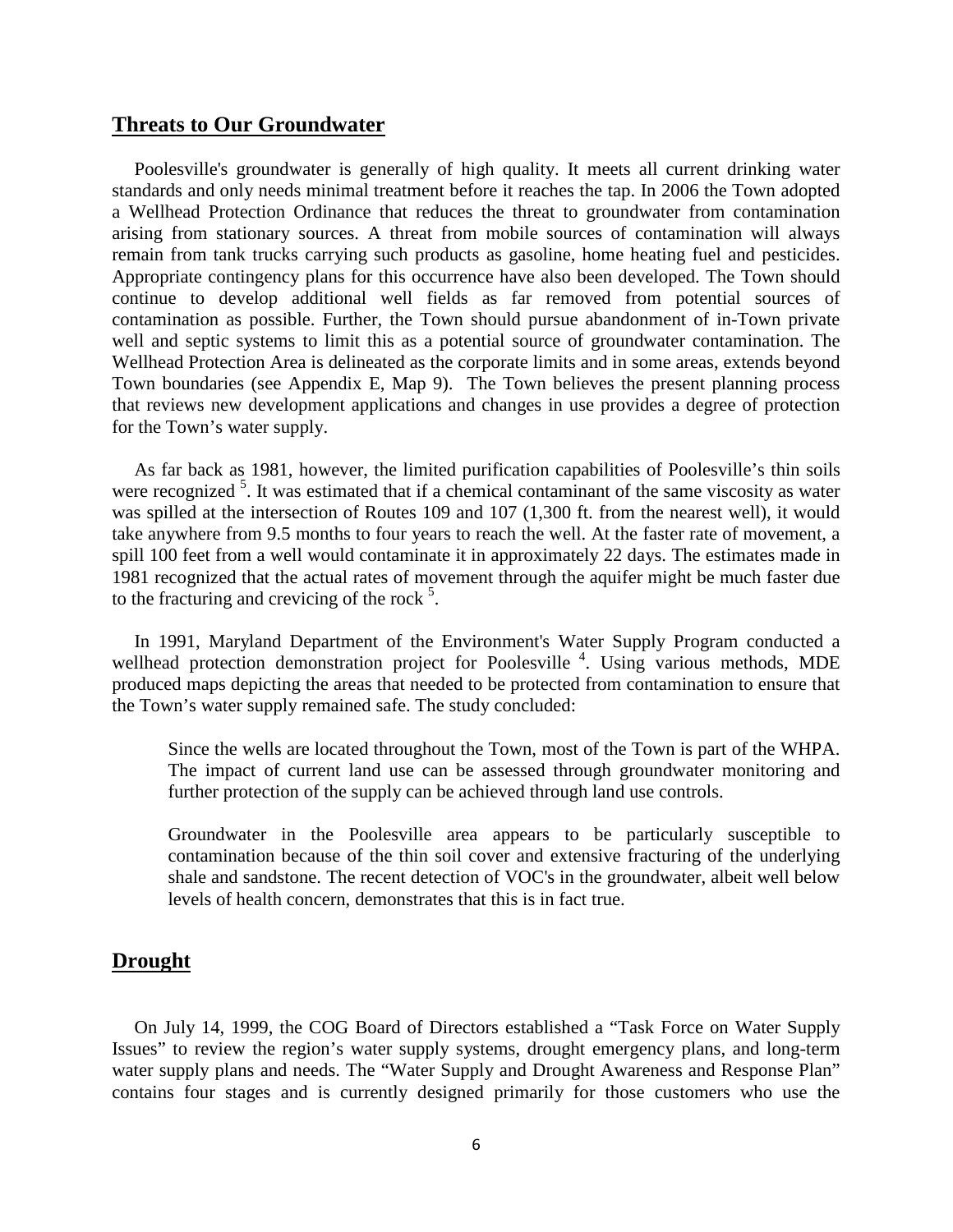## Threats to Our Groundwater

Poolesville's groundwater is generally of high quality. It meets all current drinking water standards and only needs minimal treatment before it reaches the tap. In 2006 the Town adopted a Wellhead Protection Ordinance that reduces the threat to groundwater from contamination arising from stationary sources. A threat from mobile sources of contamination will always remain from tank trucks carrying such products as gasoline, home heating fuel and pesticides. Appropriate contingency plans for this occurrence have also been developed. The Town should continue to develop additional well fields as far removed from potential sources of contamination as possible. Further, the Town should pursue abandonment of in-Town private well and septic systems to limit this as a potential source of groundwater contamination. The Wellhead Protection Area is delineated as the corporate limits and in some areas, extends beyond Town boundaries (see Appendix E, Map 9). The Town believes the present planning process that reviews new development applications and changes in use provides a degree of protection for the Town's water supply.

As far back as 1981, however, the limited purification capabilities of Poolesville's thin soils were recognized [5]. It was estimated that if a chemical contaminant of the same viscosity as water was spilled at the intersection of Routes 109 and 107 (1,300 ft. from the nearest well), it would take anywhere from 9.5 months to four years to reach the well. At the faster rate of movement, a spill 100 feet from a well would contaminate it in approximately 22 days. The estimates made in 1981 recognized that the actual rates of movement through the aquifer might be much faster due to the fracturing and crevicing of the rock [5].

In 1991, Maryland Department of the Environment's Water Supply Program conducted a wellhead protection demonstration project for Poolesville [4]. Using various methods, MDE produced maps depicting the areas that needed to be protected from contamination to ensure that the Town's water supply remained safe. The study concluded:

> Since the wells are located throughout the Town, most of the Town is part of the WHPA. The impact of current land use can be assessed through groundwater monitoring and further protection of the supply can be achieved through land use controls.
>
> Groundwater in the Poolesville area appears to be particularly susceptible to contamination because of the thin soil cover and extensive fracturing of the underlying shale and sandstone. The recent detection of VOC's in the groundwater, albeit well below levels of health concern, demonstrates that this is in fact true.

## Drought

On July 14, 1999, the COG Board of Directors established a "Task Force on Water Supply Issues" to review the region's water supply systems, drought emergency plans, and long-term water supply plans and needs. The "Water Supply and Drought Awareness and Response Plan" contains four stages and is currently designed primarily for those customers who use the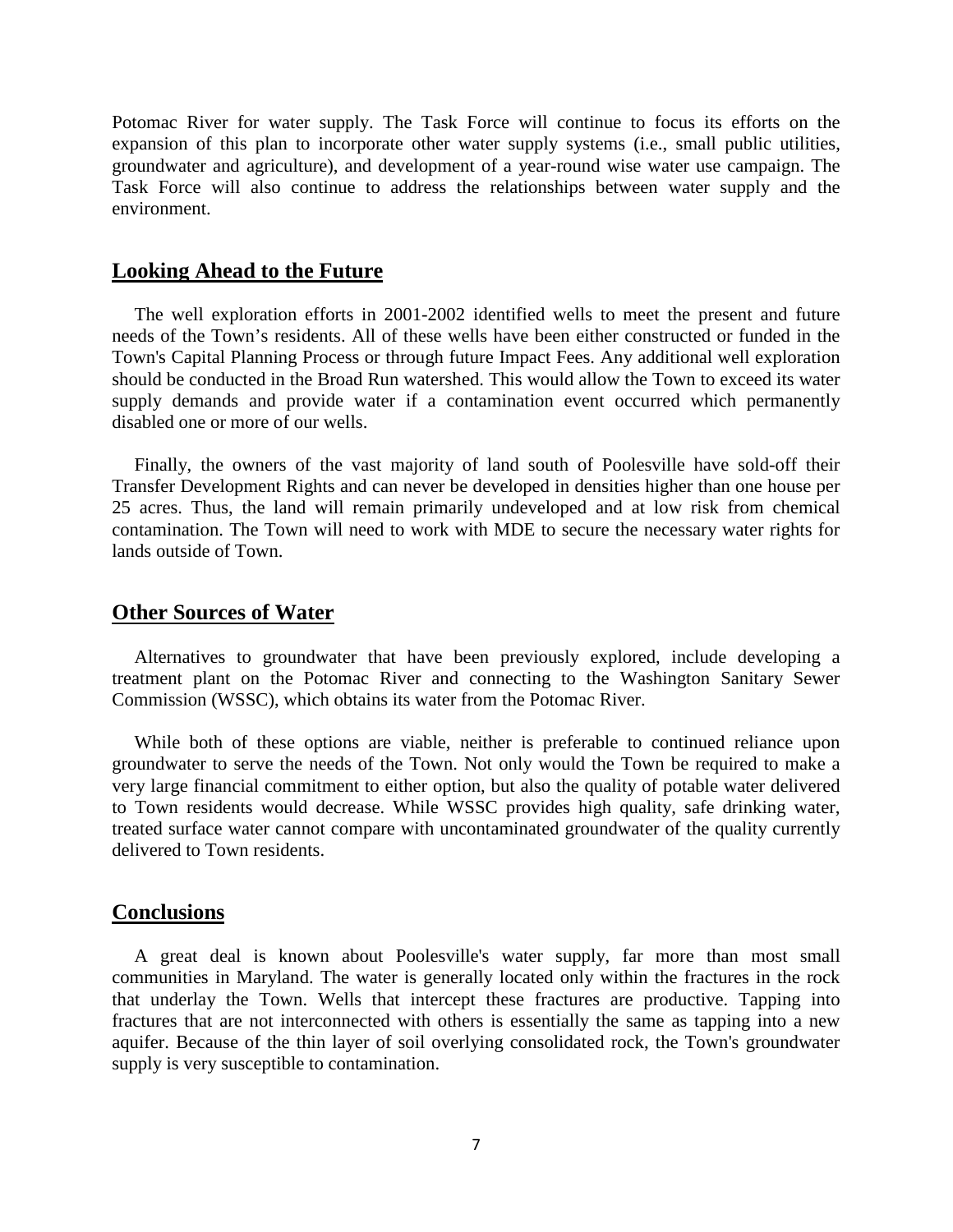Potomac River for water supply. The Task Force will continue to focus its efforts on the expansion of this plan to incorporate other water supply systems (i.e., small public utilities, groundwater and agriculture), and development of a year-round wise water use campaign. The Task Force will also continue to address the relationships between water supply and the environment.

## Looking Ahead to the Future

The well exploration efforts in 2001-2002 identified wells to meet the present and future needs of the Town's residents. All of these wells have been either constructed or funded in the Town's Capital Planning Process or through future Impact Fees. Any additional well exploration should be conducted in the Broad Run watershed. This would allow the Town to exceed its water supply demands and provide water if a contamination event occurred which permanently disabled one or more of our wells.

Finally, the owners of the vast majority of land south of Poolesville have sold-off their Transfer Development Rights and can never be developed in densities higher than one house per 25 acres. Thus, the land will remain primarily undeveloped and at low risk from chemical contamination. The Town will need to work with MDE to secure the necessary water rights for lands outside of Town.

## Other Sources of Water

Alternatives to groundwater that have been previously explored, include developing a treatment plant on the Potomac River and connecting to the Washington Sanitary Sewer Commission (WSSC), which obtains its water from the Potomac River.

While both of these options are viable, neither is preferable to continued reliance upon groundwater to serve the needs of the Town. Not only would the Town be required to make a very large financial commitment to either option, but also the quality of potable water delivered to Town residents would decrease. While WSSC provides high quality, safe drinking water, treated surface water cannot compare with uncontaminated groundwater of the quality currently delivered to Town residents.

## Conclusions

A great deal is known about Poolesville's water supply, far more than most small communities in Maryland. The water is generally located only within the fractures in the rock that underlay the Town. Wells that intercept these fractures are productive. Tapping into fractures that are not interconnected with others is essentially the same as tapping into a new aquifer. Because of the thin layer of soil overlying consolidated rock, the Town's groundwater supply is very susceptible to contamination.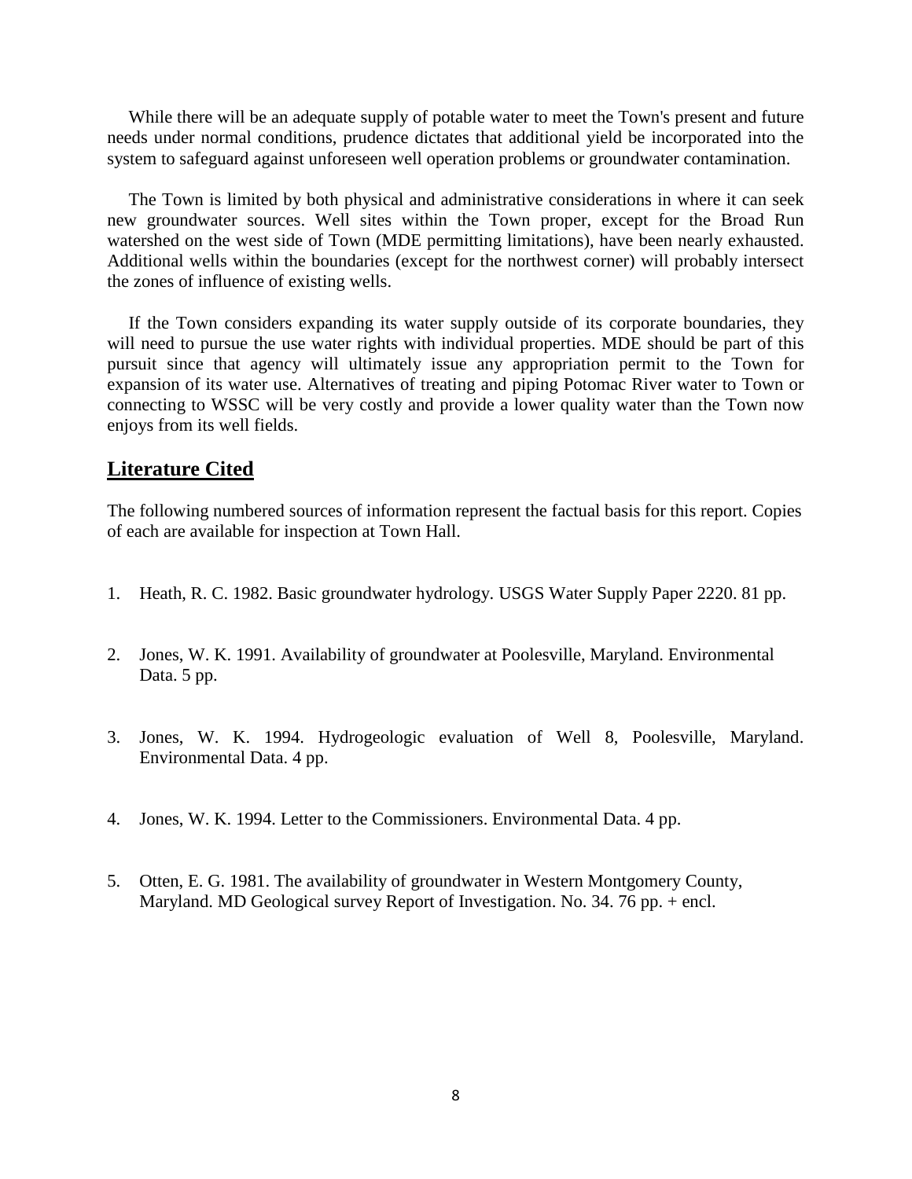While there will be an adequate supply of potable water to meet the Town's present and future needs under normal conditions, prudence dictates that additional yield be incorporated into the system to safeguard against unforeseen well operation problems or groundwater contamination.

The Town is limited by both physical and administrative considerations in where it can seek new groundwater sources. Well sites within the Town proper, except for the Broad Run watershed on the west side of Town (MDE permitting limitations), have been nearly exhausted. Additional wells within the boundaries (except for the northwest corner) will probably intersect the zones of influence of existing wells.

If the Town considers expanding its water supply outside of its corporate boundaries, they will need to pursue the use water rights with individual properties. MDE should be part of this pursuit since that agency will ultimately issue any appropriation permit to the Town for expansion of its water use. Alternatives of treating and piping Potomac River water to Town or connecting to WSSC will be very costly and provide a lower quality water than the Town now enjoys from its well fields.

## Literature Cited

The following numbered sources of information represent the factual basis for this report. Copies of each are available for inspection at Town Hall.

1. Heath, R. C. 1982. Basic groundwater hydrology. USGS Water Supply Paper 2220. 81 pp.

2. Jones, W. K. 1991. Availability of groundwater at Poolesville, Maryland. Environmental Data. 5 pp.

3. Jones, W. K. 1994. Hydrogeologic evaluation of Well 8, Poolesville, Maryland. Environmental Data. 4 pp.

4. Jones, W. K. 1994. Letter to the Commissioners. Environmental Data. 4 pp.

5. Otten, E. G. 1981. The availability of groundwater in Western Montgomery County, Maryland. MD Geological survey Report of Investigation. No. 34. 76 pp. + encl.